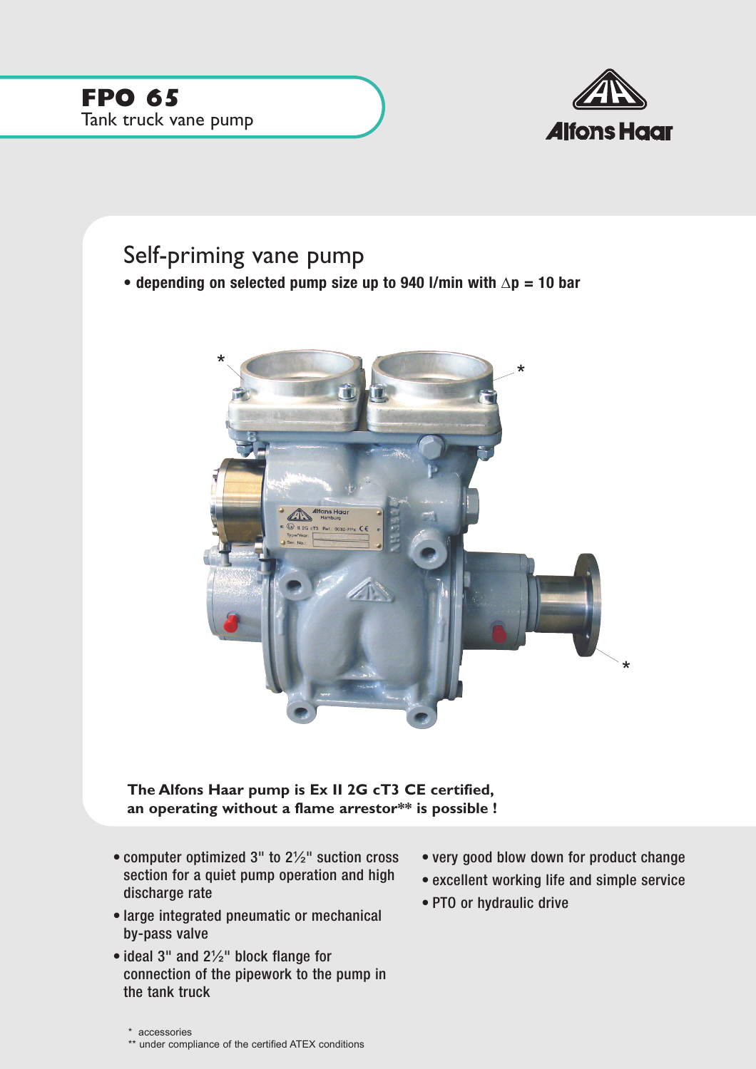# FPO 65

Tank truck vane pump

Alfons Haar

## Self-priming vane pump

- **depending on selected pump size up to 940 l/min with $\Delta p$ = 10 bar**

**The Alfons Haar pump is Ex II 2G cT3 CE certified, an operating without a flame arrestor** is possible !**

- computer optimized 3" to 2½" suction cross section for a quiet pump operation and high discharge rate
- large integrated pneumatic or mechanical by-pass valve
- ideal 3" and 2½" block flange for connection of the pipework to the pump in the tank truck
- very good blow down for product change
- excellent working life and simple service
- PTO or hydraulic drive

\* accessories

** under compliance of the certified ATEX conditions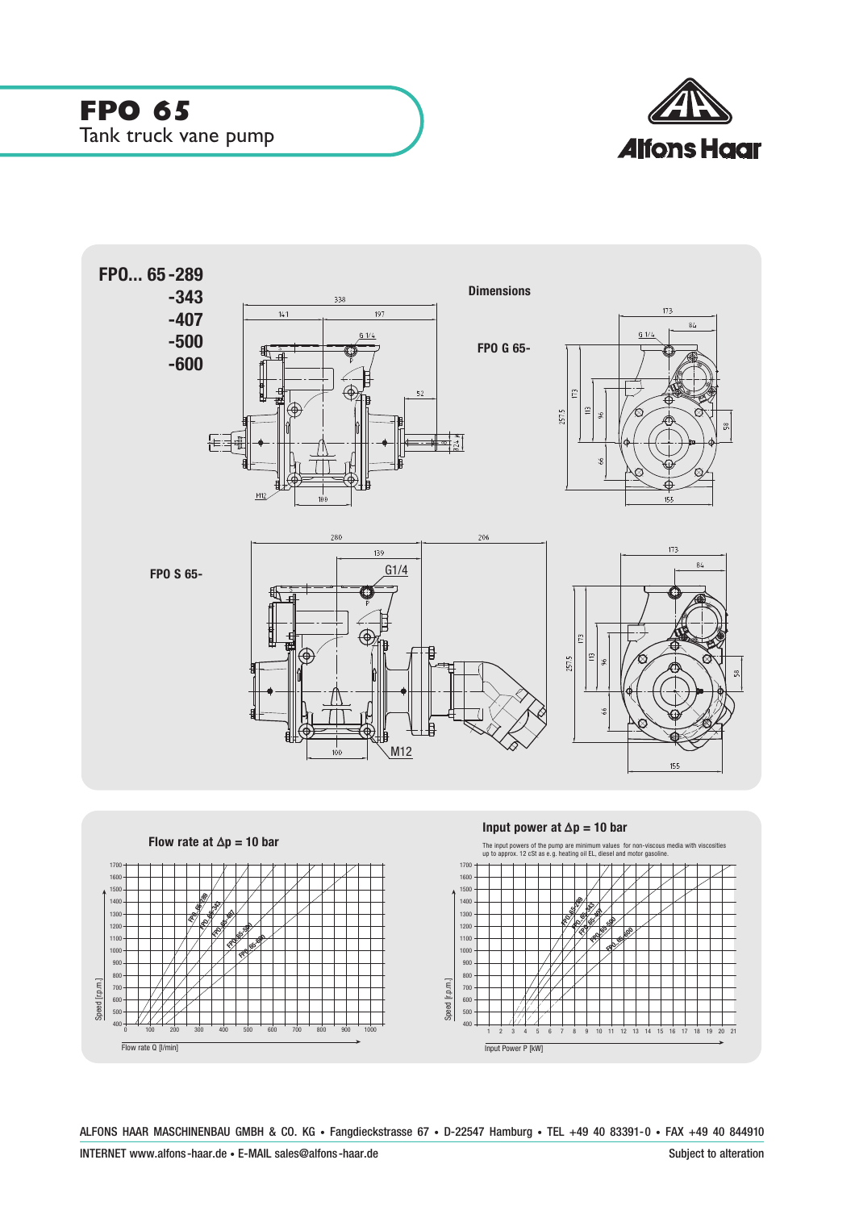# FPO 65

Tank truck vane pump

Alfons Haar

## FPO... 65-289 -343 -407 -500 -600

### Dimensions

**FPO G 65-**

338
141
197
G 1/4
P
52
M12
100
24 h6
8
173
84
G 1/4
257.5
173
113
96
66
58
155

**FPO S 65-**

280
206
139
G1/4
P
100
M12
173
84
257.5
173
113
96
66
58
155

**Flow rate at Δp = 10 bar**

Speed [r.p.m.]
1700
1600
1500
1400
1300
1200
1100
1000
900
800
700
600
500
400
0 100 200 300 400 500 600 700 800 900 1000
Flow rate Q [l/min]
FPO 65-289
FPO 65-343
FPO 65-407
FPO 65-500
FPO 65-600

**Input power at Δp = 10 bar**

The input powers of the pump are minimum values for non-viscous media with viscosities up to approx. 12 cSt as e.g. heating oil EL, diesel and motor gasoline.

Speed [r.p.m.]
1700
1600
1500
1400
1300
1200
1100
1000
900
800
700
600
500
400
1 2 3 4 5 6 7 8 9 10 11 12 13 14 15 16 17 18 19 20 21
Input Power P [kW]
FPO 65-289
FPO 65-343
FPO 65-407
FPO 65-500
FPO 65-600

ALFONS HAAR MASCHINENBAU GMBH & CO. KG • Fangdieckstrasse 67 • D-22547 Hamburg • TEL +49 40 83391-0 • FAX +49 40 844910

INTERNET www.alfons-haar.de • E-MAIL sales@alfons-haar.de

Subject to alteration